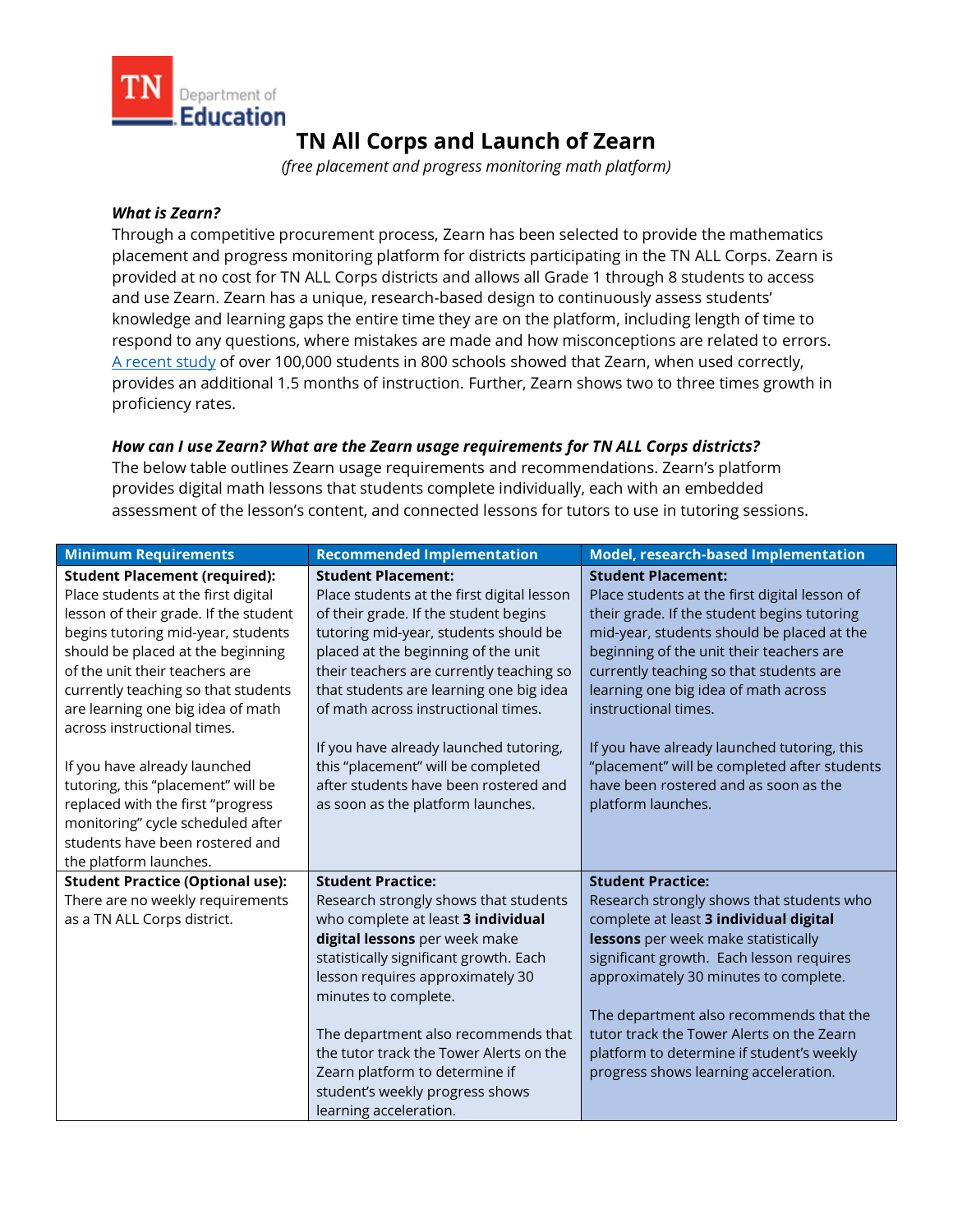# TN All Corps and Launch of Zearn

*(free placement and progress monitoring math platform)*

***What is Zearn?***

Through a competitive procurement process, Zearn has been selected to provide the mathematics placement and progress monitoring platform for districts participating in the TN ALL Corps. Zearn is provided at no cost for TN ALL Corps districts and allows all Grade 1 through 8 students to access and use Zearn. Zearn has a unique, research-based design to continuously assess students' knowledge and learning gaps the entire time they are on the platform, including length of time to respond to any questions, where mistakes are made and how misconceptions are related to errors. A recent study of over 100,000 students in 800 schools showed that Zearn, when used correctly, provides an additional 1.5 months of instruction. Further, Zearn shows two to three times growth in proficiency rates.

***How can I use Zearn? What are the Zearn usage requirements for TN ALL Corps districts?***

The below table outlines Zearn usage requirements and recommendations. Zearn's platform provides digital math lessons that students complete individually, each with an embedded assessment of the lesson's content, and connected lessons for tutors to use in tutoring sessions.

| Minimum Requirements | Recommended Implementation | Model, research-based Implementation |
|---|---|---|
| **Student Placement (required):** Place students at the first digital lesson of their grade. If the student begins tutoring mid-year, students should be placed at the beginning of the unit their teachers are currently teaching so that students are learning one big idea of math across instructional times.<br><br>If you have already launched tutoring, this "placement" will be replaced with the first "progress monitoring" cycle scheduled after students have been rostered and the platform launches. | **Student Placement:** Place students at the first digital lesson of their grade. If the student begins tutoring mid-year, students should be placed at the beginning of the unit their teachers are currently teaching so that students are learning one big idea of math across instructional times.<br><br>If you have already launched tutoring, this "placement" will be completed after students have been rostered and as soon as the platform launches. | **Student Placement:** Place students at the first digital lesson of their grade. If the student begins tutoring mid-year, students should be placed at the beginning of the unit their teachers are currently teaching so that students are learning one big idea of math across instructional times.<br><br>If you have already launched tutoring, this "placement" will be completed after students have been rostered and as soon as the platform launches. |
| **Student Practice (Optional use):** There are no weekly requirements as a TN ALL Corps district. | **Student Practice:** Research strongly shows that students who complete at least **3 individual digital lessons** per week make statistically significant growth. Each lesson requires approximately 30 minutes to complete.<br><br>The department also recommends that the tutor track the Tower Alerts on the Zearn platform to determine if student's weekly progress shows learning acceleration. | **Student Practice:** Research strongly shows that students who complete at least **3 individual digital lessons** per week make statistically significant growth. Each lesson requires approximately 30 minutes to complete.<br><br>The department also recommends that the tutor track the Tower Alerts on the Zearn platform to determine if student's weekly progress shows learning acceleration. |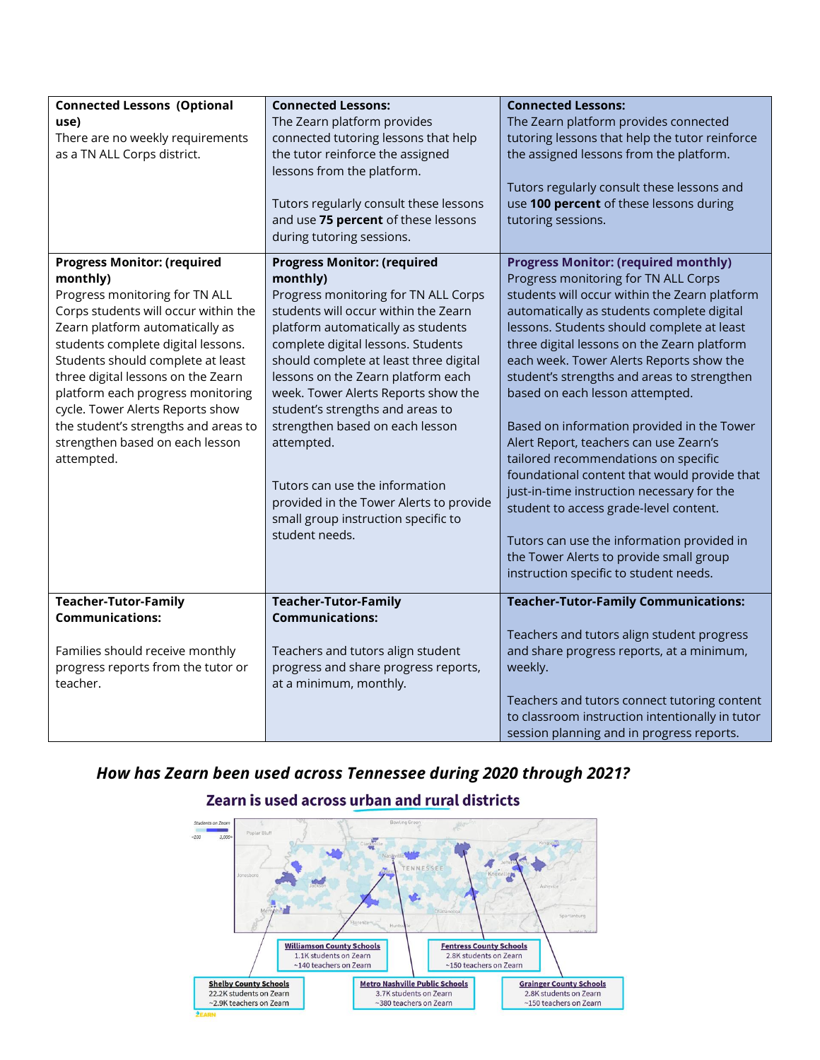| | | |
|---|---|---|
| **Connected Lessons (Optional use)**<br>There are no weekly requirements as a TN ALL Corps district. | **Connected Lessons:**<br>The Zearn platform provides connected tutoring lessons that help the tutor reinforce the assigned lessons from the platform.<br><br>Tutors regularly consult these lessons and use **75 percent** of these lessons during tutoring sessions. | **Connected Lessons:**<br>The Zearn platform provides connected tutoring lessons that help the tutor reinforce the assigned lessons from the platform.<br><br>Tutors regularly consult these lessons and use **100 percent** of these lessons during tutoring sessions. |
| **Progress Monitor: (required monthly)**<br>Progress monitoring for TN ALL Corps students will occur within the Zearn platform automatically as students complete digital lessons. Students should complete at least three digital lessons on the Zearn platform each progress monitoring cycle. Tower Alerts Reports show the student's strengths and areas to strengthen based on each lesson attempted. | **Progress Monitor: (required monthly)**<br>Progress monitoring for TN ALL Corps students will occur within the Zearn platform automatically as students complete digital lessons. Students should complete at least three digital lessons on the Zearn platform each week. Tower Alerts Reports show the student's strengths and areas to strengthen based on each lesson attempted.<br><br>Tutors can use the information provided in the Tower Alerts to provide small group instruction specific to student needs. | **Progress Monitor: (required monthly)**<br>Progress monitoring for TN ALL Corps students will occur within the Zearn platform automatically as students complete digital lessons. Students should complete at least three digital lessons on the Zearn platform each week. Tower Alerts Reports show the student's strengths and areas to strengthen based on each lesson attempted.<br><br>Based on information provided in the Tower Alert Report, teachers can use Zearn's tailored recommendations on specific foundational content that would provide that just-in-time instruction necessary for the student to access grade-level content.<br><br>Tutors can use the information provided in the Tower Alerts to provide small group instruction specific to student needs. |
| **Teacher-Tutor-Family Communications:**<br><br>Families should receive monthly progress reports from the tutor or teacher. | **Teacher-Tutor-Family Communications:**<br><br>Teachers and tutors align student progress and share progress reports, at a minimum, monthly. | **Teacher-Tutor-Family Communications:**<br><br>Teachers and tutors align student progress and share progress reports, at a minimum, weekly.<br><br>Teachers and tutors connect tutoring content to classroom instruction intentionally in tutor session planning and in progress reports. |

### *How has Zearn been used across Tennessee during 2020 through 2021?*

Zearn is used across urban and rural districts

Students on Zearn
~100 3,000+

Williamson County Schools
1.1K students on Zearn
~140 teachers on Zearn

Fentress County Schools
2.8K students on Zearn
~150 teachers on Zearn

Shelby County Schools
22.2K students on Zearn
~2.9K teachers on Zearn

Metro Nashville Public Schools
3.7K students on Zearn
~380 teachers on Zearn

Grainger County Schools
2.8K students on Zearn
~150 teachers on Zearn

ZEARN